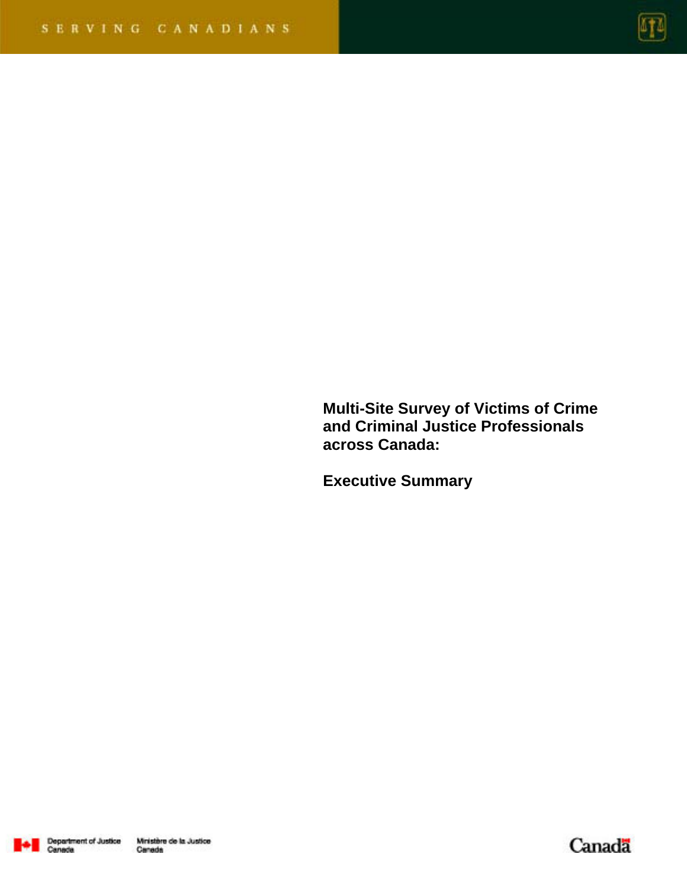SERVING CANADIANS

# Multi-Site Survey of Victims of Crime and Criminal Justice Professionals across Canada:

## Executive Summary

Department of Justice Canada    Ministère de la Justice Canada

Canada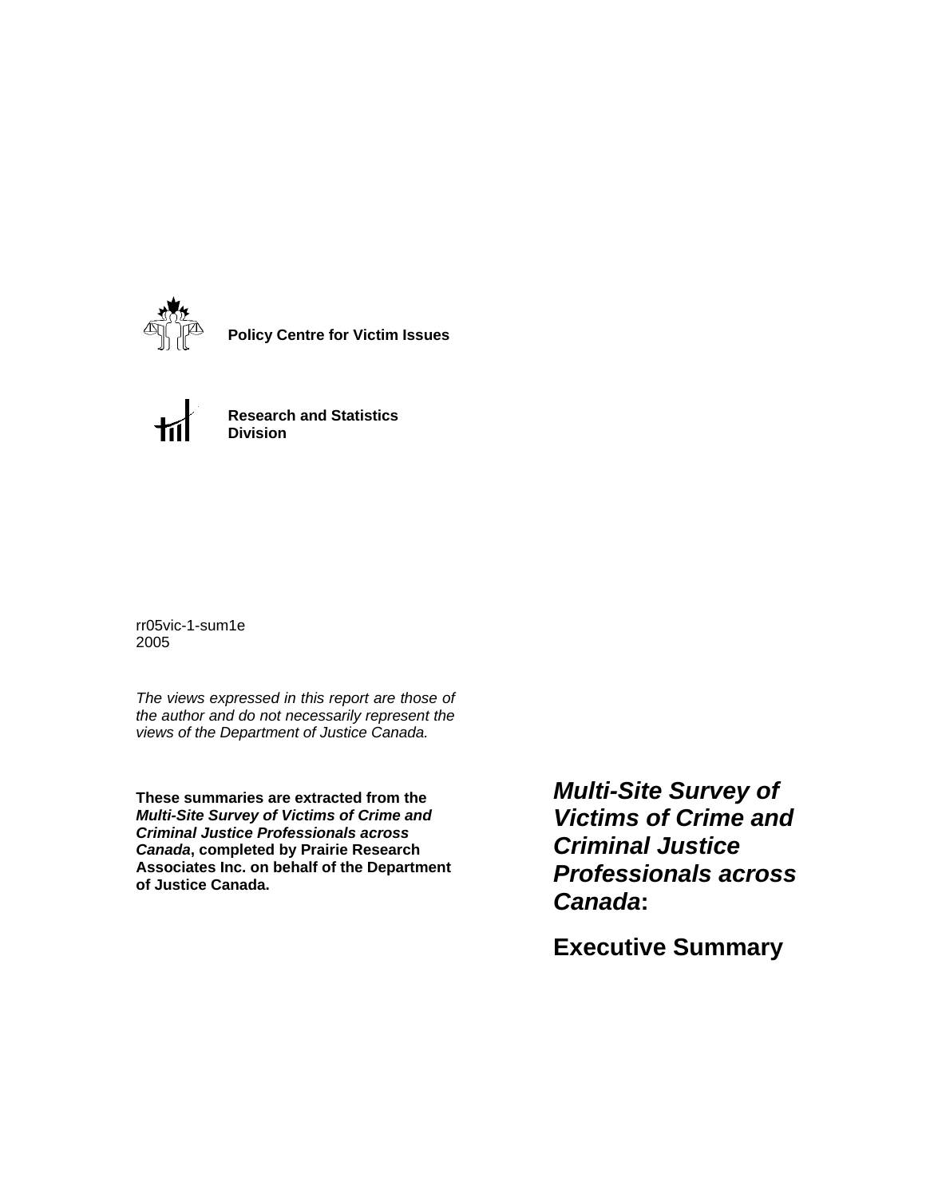**Policy Centre for Victim Issues**

**Research and Statistics Division**

rr05vic-1-sum1e
2005

*The views expressed in this report are those of the author and do not necessarily represent the views of the Department of Justice Canada.*

**These summaries are extracted from the *Multi-Site Survey of Victims of Crime and Criminal Justice Professionals across Canada*, completed by Prairie Research Associates Inc. on behalf of the Department of Justice Canada.**

# *Multi-Site Survey of Victims of Crime and Criminal Justice Professionals across Canada*:

# Executive Summary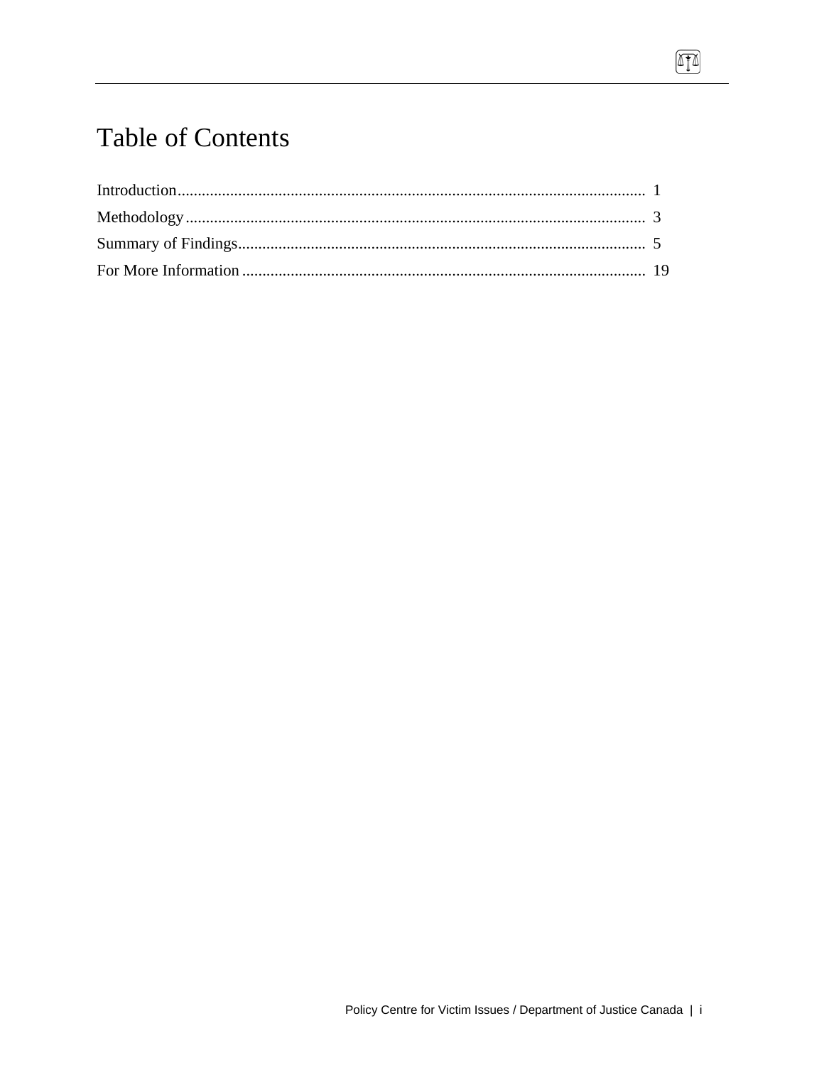# Table of Contents

Introduction .................................................................................................................. 1

Methodology ................................................................................................................ 3

Summary of Findings.................................................................................................... 5

For More Information ................................................................................................... 19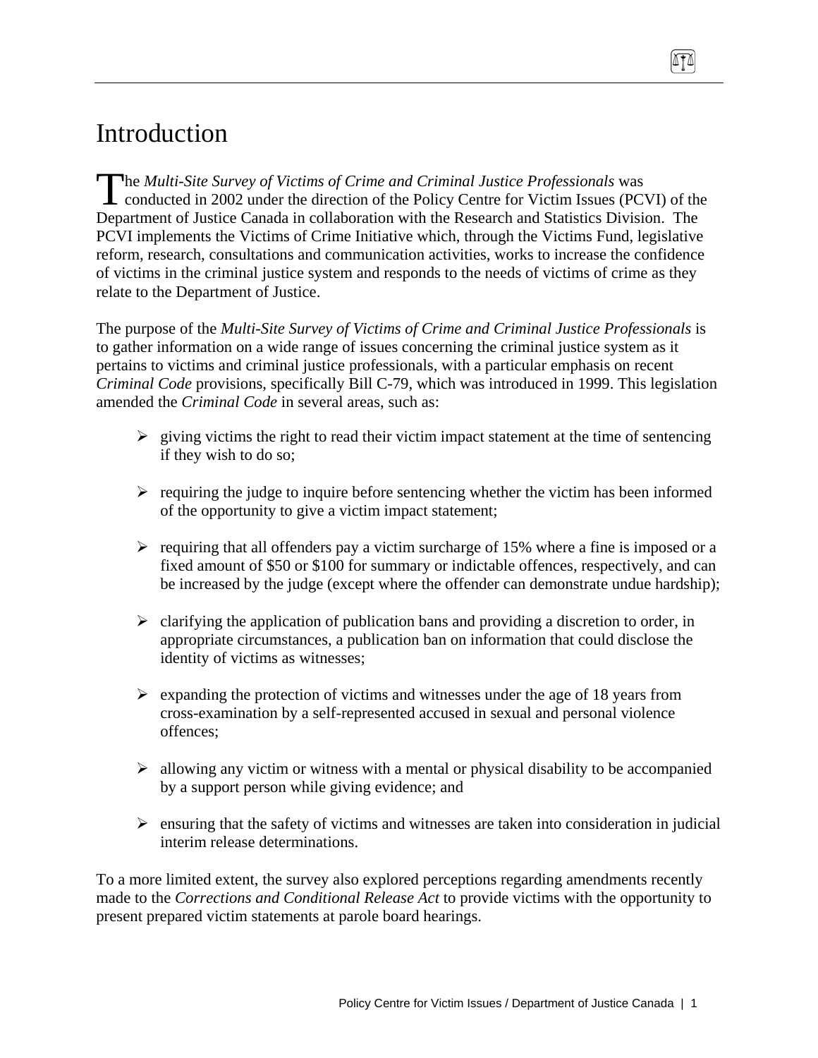# Introduction

The *Multi-Site Survey of Victims of Crime and Criminal Justice Professionals* was conducted in 2002 under the direction of the Policy Centre for Victim Issues (PCVI) of the Department of Justice Canada in collaboration with the Research and Statistics Division. The PCVI implements the Victims of Crime Initiative which, through the Victims Fund, legislative reform, research, consultations and communication activities, works to increase the confidence of victims in the criminal justice system and responds to the needs of victims of crime as they relate to the Department of Justice.

The purpose of the *Multi-Site Survey of Victims of Crime and Criminal Justice Professionals* is to gather information on a wide range of issues concerning the criminal justice system as it pertains to victims and criminal justice professionals, with a particular emphasis on recent *Criminal Code* provisions, specifically Bill C-79, which was introduced in 1999. This legislation amended the *Criminal Code* in several areas, such as:

- giving victims the right to read their victim impact statement at the time of sentencing if they wish to do so;
- requiring the judge to inquire before sentencing whether the victim has been informed of the opportunity to give a victim impact statement;
- requiring that all offenders pay a victim surcharge of 15% where a fine is imposed or a fixed amount of $50 or $100 for summary or indictable offences, respectively, and can be increased by the judge (except where the offender can demonstrate undue hardship);
- clarifying the application of publication bans and providing a discretion to order, in appropriate circumstances, a publication ban on information that could disclose the identity of victims as witnesses;
- expanding the protection of victims and witnesses under the age of 18 years from cross-examination by a self-represented accused in sexual and personal violence offences;
- allowing any victim or witness with a mental or physical disability to be accompanied by a support person while giving evidence; and
- ensuring that the safety of victims and witnesses are taken into consideration in judicial interim release determinations.

To a more limited extent, the survey also explored perceptions regarding amendments recently made to the *Corrections and Conditional Release Act* to provide victims with the opportunity to present prepared victim statements at parole board hearings.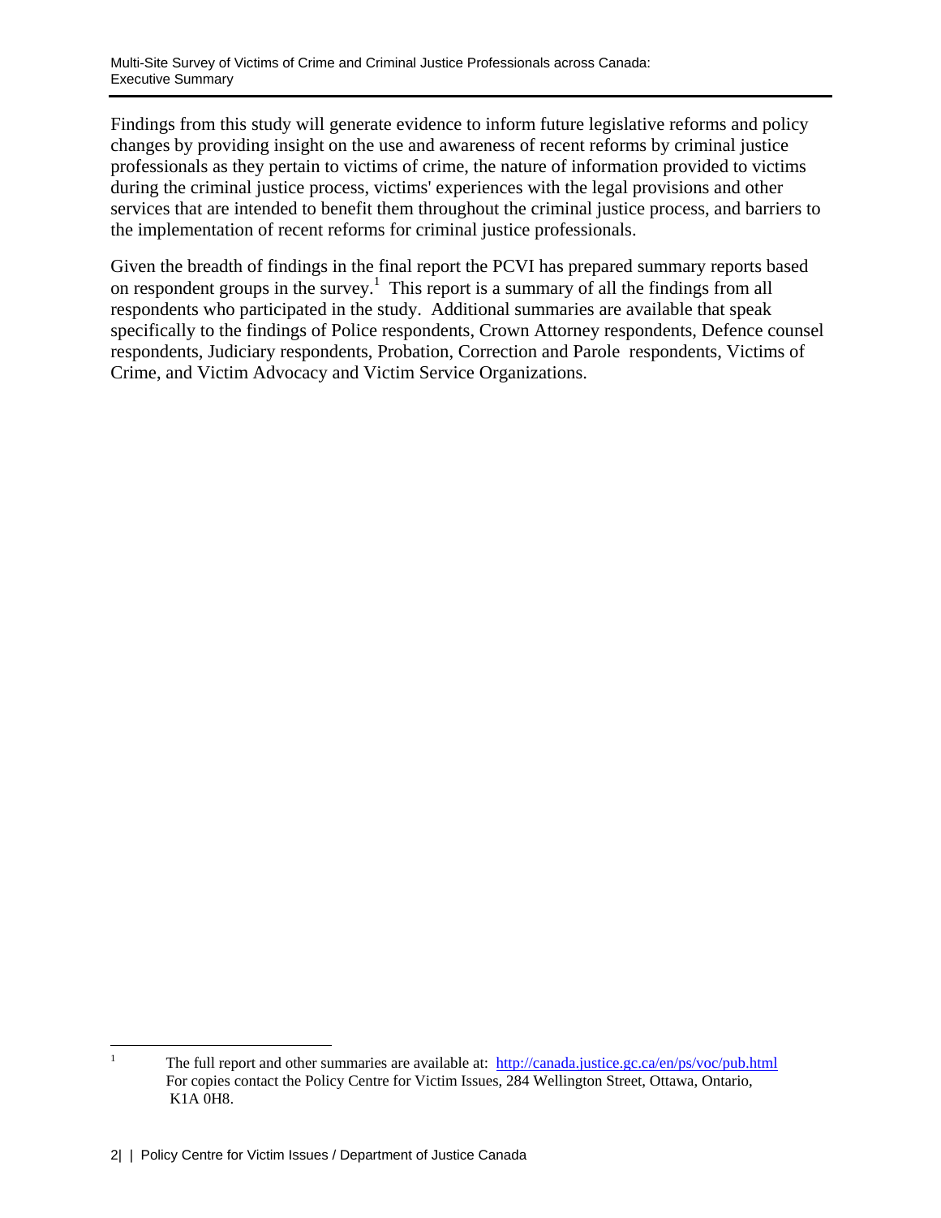Findings from this study will generate evidence to inform future legislative reforms and policy changes by providing insight on the use and awareness of recent reforms by criminal justice professionals as they pertain to victims of crime, the nature of information provided to victims during the criminal justice process, victims' experiences with the legal provisions and other services that are intended to benefit them throughout the criminal justice process, and barriers to the implementation of recent reforms for criminal justice professionals.

Given the breadth of findings in the final report the PCVI has prepared summary reports based on respondent groups in the survey.[1] This report is a summary of all the findings from all respondents who participated in the study. Additional summaries are available that speak specifically to the findings of Police respondents, Crown Attorney respondents, Defence counsel respondents, Judiciary respondents, Probation, Correction and Parole respondents, Victims of Crime, and Victim Advocacy and Victim Service Organizations.

---

[1] The full report and other summaries are available at: http://canada.justice.gc.ca/en/ps/voc/pub.html For copies contact the Policy Centre for Victim Issues, 284 Wellington Street, Ottawa, Ontario, K1A 0H8.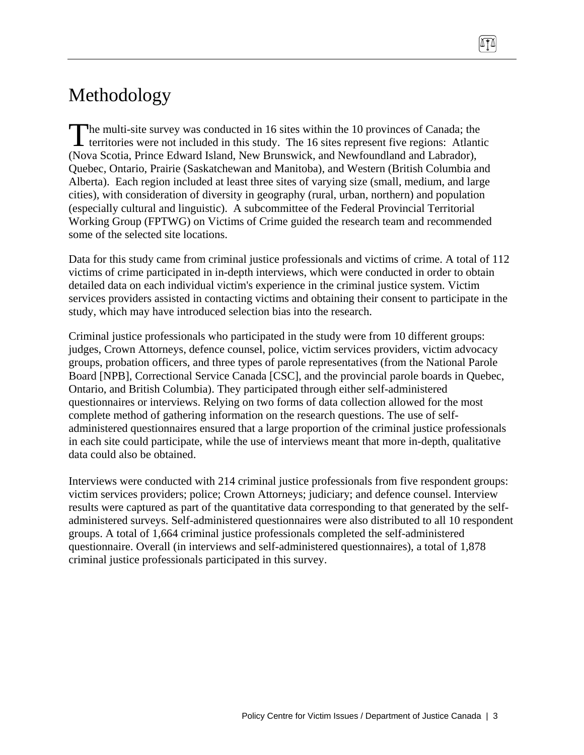# Methodology

The multi-site survey was conducted in 16 sites within the 10 provinces of Canada; the territories were not included in this study. The 16 sites represent five regions: Atlantic (Nova Scotia, Prince Edward Island, New Brunswick, and Newfoundland and Labrador), Quebec, Ontario, Prairie (Saskatchewan and Manitoba), and Western (British Columbia and Alberta). Each region included at least three sites of varying size (small, medium, and large cities), with consideration of diversity in geography (rural, urban, northern) and population (especially cultural and linguistic). A subcommittee of the Federal Provincial Territorial Working Group (FPTWG) on Victims of Crime guided the research team and recommended some of the selected site locations.

Data for this study came from criminal justice professionals and victims of crime. A total of 112 victims of crime participated in in-depth interviews, which were conducted in order to obtain detailed data on each individual victim's experience in the criminal justice system. Victim services providers assisted in contacting victims and obtaining their consent to participate in the study, which may have introduced selection bias into the research.

Criminal justice professionals who participated in the study were from 10 different groups: judges, Crown Attorneys, defence counsel, police, victim services providers, victim advocacy groups, probation officers, and three types of parole representatives (from the National Parole Board [NPB], Correctional Service Canada [CSC], and the provincial parole boards in Quebec, Ontario, and British Columbia). They participated through either self-administered questionnaires or interviews. Relying on two forms of data collection allowed for the most complete method of gathering information on the research questions. The use of self-administered questionnaires ensured that a large proportion of the criminal justice professionals in each site could participate, while the use of interviews meant that more in-depth, qualitative data could also be obtained.

Interviews were conducted with 214 criminal justice professionals from five respondent groups: victim services providers; police; Crown Attorneys; judiciary; and defence counsel. Interview results were captured as part of the quantitative data corresponding to that generated by the self-administered surveys. Self-administered questionnaires were also distributed to all 10 respondent groups. A total of 1,664 criminal justice professionals completed the self-administered questionnaire. Overall (in interviews and self-administered questionnaires), a total of 1,878 criminal justice professionals participated in this survey.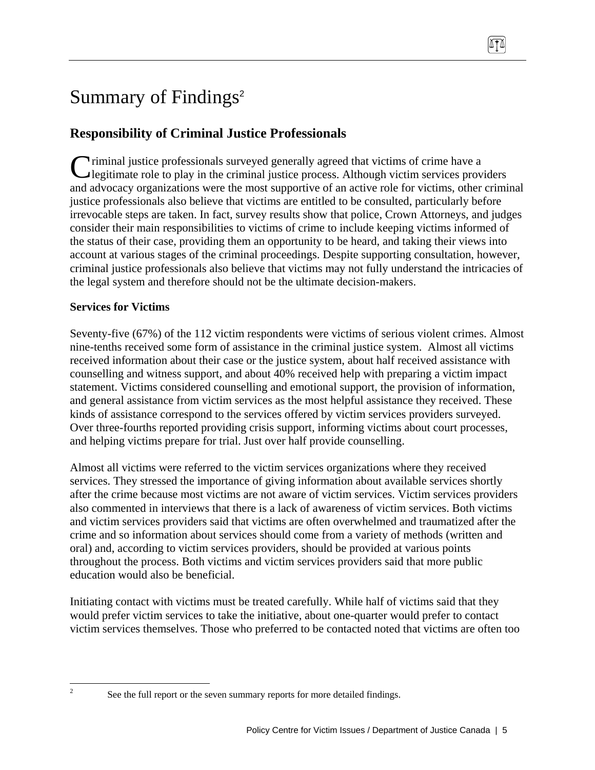# Summary of Findings[2]

## Responsibility of Criminal Justice Professionals

Criminal justice professionals surveyed generally agreed that victims of crime have a legitimate role to play in the criminal justice process. Although victim services providers and advocacy organizations were the most supportive of an active role for victims, other criminal justice professionals also believe that victims are entitled to be consulted, particularly before irrevocable steps are taken. In fact, survey results show that police, Crown Attorneys, and judges consider their main responsibilities to victims of crime to include keeping victims informed of the status of their case, providing them an opportunity to be heard, and taking their views into account at various stages of the criminal proceedings. Despite supporting consultation, however, criminal justice professionals also believe that victims may not fully understand the intricacies of the legal system and therefore should not be the ultimate decision-makers.

### Services for Victims

Seventy-five (67%) of the 112 victim respondents were victims of serious violent crimes. Almost nine-tenths received some form of assistance in the criminal justice system. Almost all victims received information about their case or the justice system, about half received assistance with counselling and witness support, and about 40% received help with preparing a victim impact statement. Victims considered counselling and emotional support, the provision of information, and general assistance from victim services as the most helpful assistance they received. These kinds of assistance correspond to the services offered by victim services providers surveyed. Over three-fourths reported providing crisis support, informing victims about court processes, and helping victims prepare for trial. Just over half provide counselling.

Almost all victims were referred to the victim services organizations where they received services. They stressed the importance of giving information about available services shortly after the crime because most victims are not aware of victim services. Victim services providers also commented in interviews that there is a lack of awareness of victim services. Both victims and victim services providers said that victims are often overwhelmed and traumatized after the crime and so information about services should come from a variety of methods (written and oral) and, according to victim services providers, should be provided at various points throughout the process. Both victims and victim services providers said that more public education would also be beneficial.

Initiating contact with victims must be treated carefully. While half of victims said that they would prefer victim services to take the initiative, about one-quarter would prefer to contact victim services themselves. Those who preferred to be contacted noted that victims are often too

---

[2] See the full report or the seven summary reports for more detailed findings.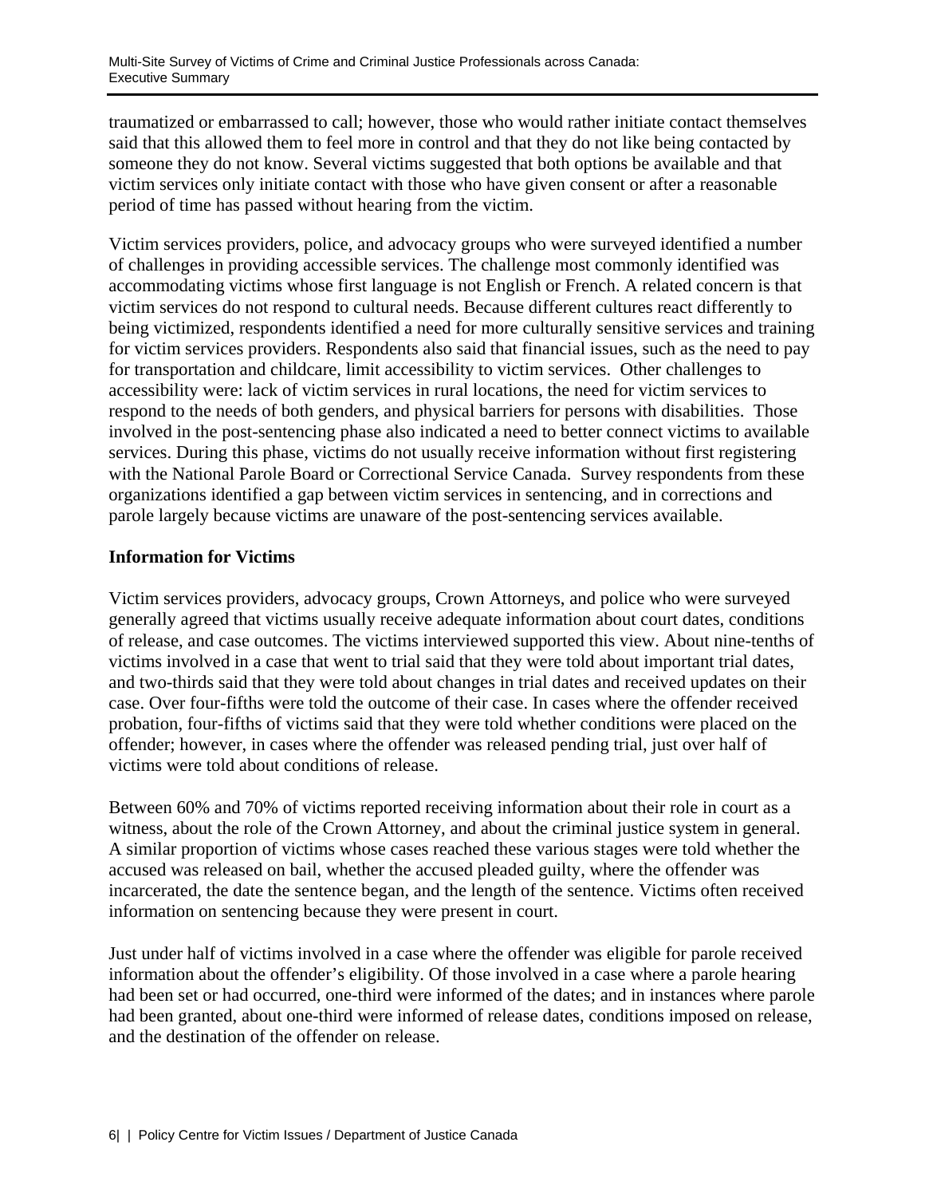traumatized or embarrassed to call; however, those who would rather initiate contact themselves said that this allowed them to feel more in control and that they do not like being contacted by someone they do not know. Several victims suggested that both options be available and that victim services only initiate contact with those who have given consent or after a reasonable period of time has passed without hearing from the victim.

Victim services providers, police, and advocacy groups who were surveyed identified a number of challenges in providing accessible services. The challenge most commonly identified was accommodating victims whose first language is not English or French. A related concern is that victim services do not respond to cultural needs. Because different cultures react differently to being victimized, respondents identified a need for more culturally sensitive services and training for victim services providers. Respondents also said that financial issues, such as the need to pay for transportation and childcare, limit accessibility to victim services. Other challenges to accessibility were: lack of victim services in rural locations, the need for victim services to respond to the needs of both genders, and physical barriers for persons with disabilities. Those involved in the post-sentencing phase also indicated a need to better connect victims to available services. During this phase, victims do not usually receive information without first registering with the National Parole Board or Correctional Service Canada. Survey respondents from these organizations identified a gap between victim services in sentencing, and in corrections and parole largely because victims are unaware of the post-sentencing services available.

### Information for Victims

Victim services providers, advocacy groups, Crown Attorneys, and police who were surveyed generally agreed that victims usually receive adequate information about court dates, conditions of release, and case outcomes. The victims interviewed supported this view. About nine-tenths of victims involved in a case that went to trial said that they were told about important trial dates, and two-thirds said that they were told about changes in trial dates and received updates on their case. Over four-fifths were told the outcome of their case. In cases where the offender received probation, four-fifths of victims said that they were told whether conditions were placed on the offender; however, in cases where the offender was released pending trial, just over half of victims were told about conditions of release.

Between 60% and 70% of victims reported receiving information about their role in court as a witness, about the role of the Crown Attorney, and about the criminal justice system in general. A similar proportion of victims whose cases reached these various stages were told whether the accused was released on bail, whether the accused pleaded guilty, where the offender was incarcerated, the date the sentence began, and the length of the sentence. Victims often received information on sentencing because they were present in court.

Just under half of victims involved in a case where the offender was eligible for parole received information about the offender's eligibility. Of those involved in a case where a parole hearing had been set or had occurred, one-third were informed of the dates; and in instances where parole had been granted, about one-third were informed of release dates, conditions imposed on release, and the destination of the offender on release.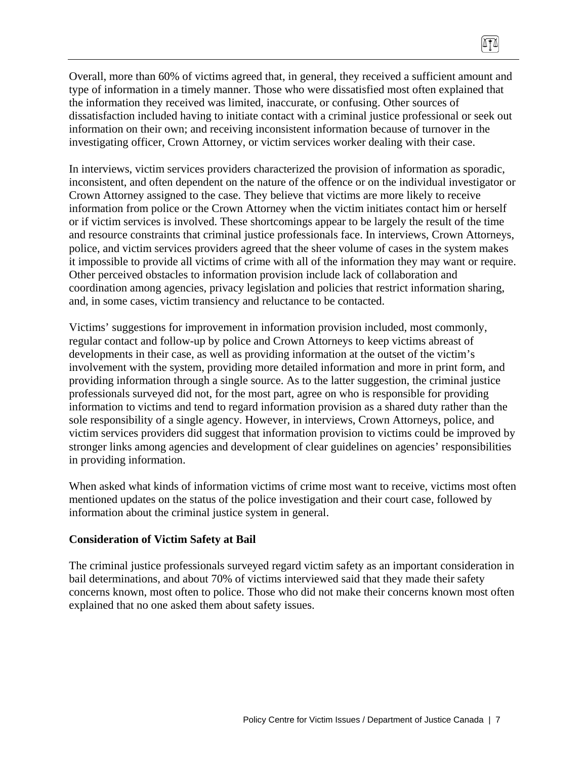Overall, more than 60% of victims agreed that, in general, they received a sufficient amount and type of information in a timely manner. Those who were dissatisfied most often explained that the information they received was limited, inaccurate, or confusing. Other sources of dissatisfaction included having to initiate contact with a criminal justice professional or seek out information on their own; and receiving inconsistent information because of turnover in the investigating officer, Crown Attorney, or victim services worker dealing with their case.

In interviews, victim services providers characterized the provision of information as sporadic, inconsistent, and often dependent on the nature of the offence or on the individual investigator or Crown Attorney assigned to the case. They believe that victims are more likely to receive information from police or the Crown Attorney when the victim initiates contact him or herself or if victim services is involved. These shortcomings appear to be largely the result of the time and resource constraints that criminal justice professionals face. In interviews, Crown Attorneys, police, and victim services providers agreed that the sheer volume of cases in the system makes it impossible to provide all victims of crime with all of the information they may want or require. Other perceived obstacles to information provision include lack of collaboration and coordination among agencies, privacy legislation and policies that restrict information sharing, and, in some cases, victim transiency and reluctance to be contacted.

Victims' suggestions for improvement in information provision included, most commonly, regular contact and follow-up by police and Crown Attorneys to keep victims abreast of developments in their case, as well as providing information at the outset of the victim's involvement with the system, providing more detailed information and more in print form, and providing information through a single source. As to the latter suggestion, the criminal justice professionals surveyed did not, for the most part, agree on who is responsible for providing information to victims and tend to regard information provision as a shared duty rather than the sole responsibility of a single agency. However, in interviews, Crown Attorneys, police, and victim services providers did suggest that information provision to victims could be improved by stronger links among agencies and development of clear guidelines on agencies' responsibilities in providing information.

When asked what kinds of information victims of crime most want to receive, victims most often mentioned updates on the status of the police investigation and their court case, followed by information about the criminal justice system in general.

### Consideration of Victim Safety at Bail

The criminal justice professionals surveyed regard victim safety as an important consideration in bail determinations, and about 70% of victims interviewed said that they made their safety concerns known, most often to police. Those who did not make their concerns known most often explained that no one asked them about safety issues.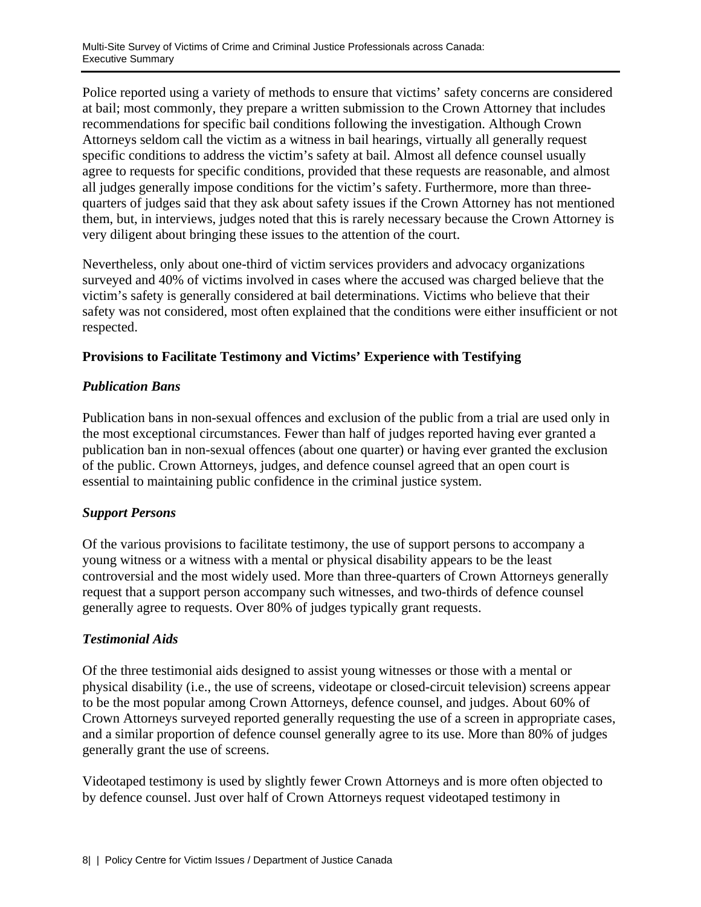Police reported using a variety of methods to ensure that victims' safety concerns are considered at bail; most commonly, they prepare a written submission to the Crown Attorney that includes recommendations for specific bail conditions following the investigation. Although Crown Attorneys seldom call the victim as a witness in bail hearings, virtually all generally request specific conditions to address the victim's safety at bail. Almost all defence counsel usually agree to requests for specific conditions, provided that these requests are reasonable, and almost all judges generally impose conditions for the victim's safety. Furthermore, more than three-quarters of judges said that they ask about safety issues if the Crown Attorney has not mentioned them, but, in interviews, judges noted that this is rarely necessary because the Crown Attorney is very diligent about bringing these issues to the attention of the court.

Nevertheless, only about one-third of victim services providers and advocacy organizations surveyed and 40% of victims involved in cases where the accused was charged believe that the victim's safety is generally considered at bail determinations. Victims who believe that their safety was not considered, most often explained that the conditions were either insufficient or not respected.

**Provisions to Facilitate Testimony and Victims' Experience with Testifying**

***Publication Bans***

Publication bans in non-sexual offences and exclusion of the public from a trial are used only in the most exceptional circumstances. Fewer than half of judges reported having ever granted a publication ban in non-sexual offences (about one quarter) or having ever granted the exclusion of the public. Crown Attorneys, judges, and defence counsel agreed that an open court is essential to maintaining public confidence in the criminal justice system.

***Support Persons***

Of the various provisions to facilitate testimony, the use of support persons to accompany a young witness or a witness with a mental or physical disability appears to be the least controversial and the most widely used. More than three-quarters of Crown Attorneys generally request that a support person accompany such witnesses, and two-thirds of defence counsel generally agree to requests. Over 80% of judges typically grant requests.

***Testimonial Aids***

Of the three testimonial aids designed to assist young witnesses or those with a mental or physical disability (i.e., the use of screens, videotape or closed-circuit television) screens appear to be the most popular among Crown Attorneys, defence counsel, and judges. About 60% of Crown Attorneys surveyed reported generally requesting the use of a screen in appropriate cases, and a similar proportion of defence counsel generally agree to its use. More than 80% of judges generally grant the use of screens.

Videotaped testimony is used by slightly fewer Crown Attorneys and is more often objected to by defence counsel. Just over half of Crown Attorneys request videotaped testimony in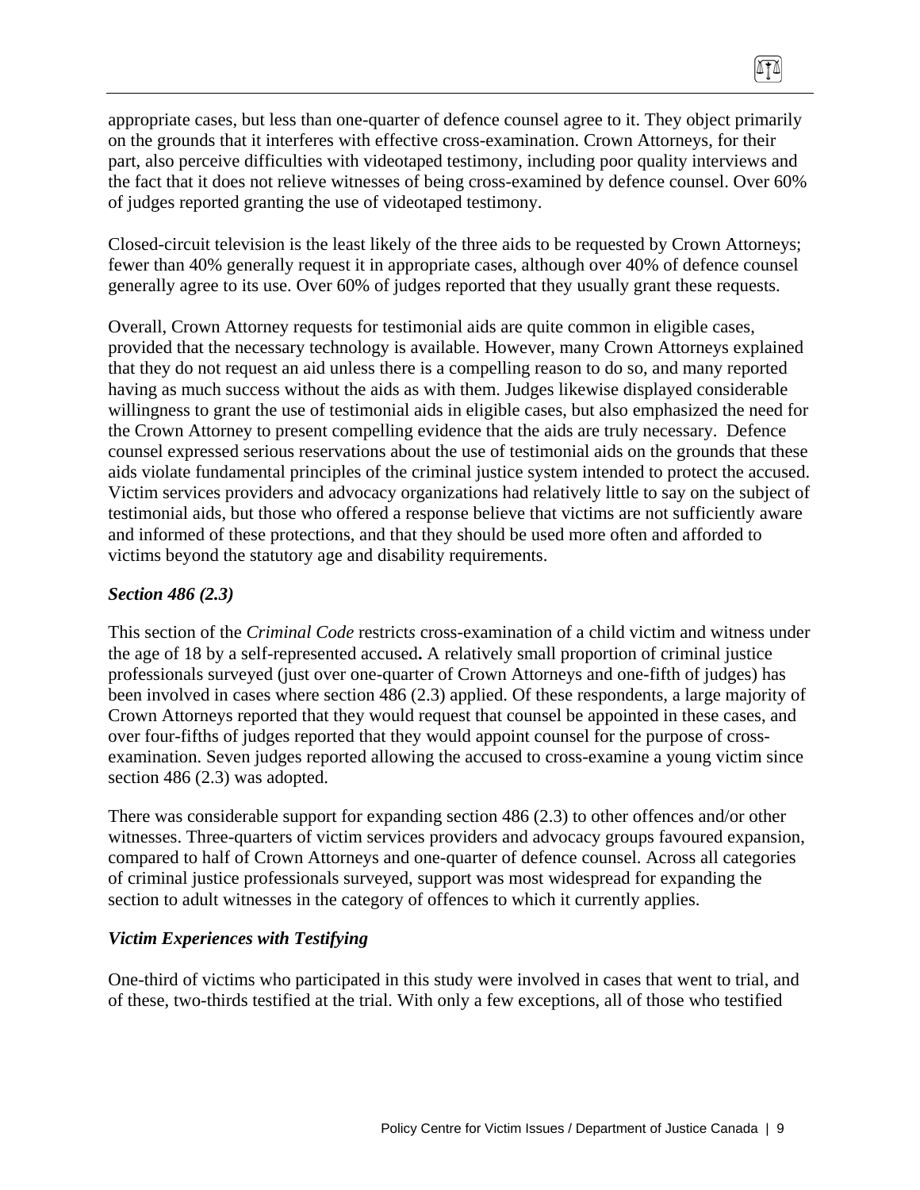appropriate cases, but less than one-quarter of defence counsel agree to it. They object primarily on the grounds that it interferes with effective cross-examination. Crown Attorneys, for their part, also perceive difficulties with videotaped testimony, including poor quality interviews and the fact that it does not relieve witnesses of being cross-examined by defence counsel. Over 60% of judges reported granting the use of videotaped testimony.

Closed-circuit television is the least likely of the three aids to be requested by Crown Attorneys; fewer than 40% generally request it in appropriate cases, although over 40% of defence counsel generally agree to its use. Over 60% of judges reported that they usually grant these requests.

Overall, Crown Attorney requests for testimonial aids are quite common in eligible cases, provided that the necessary technology is available. However, many Crown Attorneys explained that they do not request an aid unless there is a compelling reason to do so, and many reported having as much success without the aids as with them. Judges likewise displayed considerable willingness to grant the use of testimonial aids in eligible cases, but also emphasized the need for the Crown Attorney to present compelling evidence that the aids are truly necessary. Defence counsel expressed serious reservations about the use of testimonial aids on the grounds that these aids violate fundamental principles of the criminal justice system intended to protect the accused. Victim services providers and advocacy organizations had relatively little to say on the subject of testimonial aids, but those who offered a response believe that victims are not sufficiently aware and informed of these protections, and that they should be used more often and afforded to victims beyond the statutory age and disability requirements.

### *Section 486 (2.3)*

This section of the *Criminal Code* restricts cross-examination of a child victim and witness under the age of 18 by a self-represented accused**.** A relatively small proportion of criminal justice professionals surveyed (just over one-quarter of Crown Attorneys and one-fifth of judges) has been involved in cases where section 486 (2.3) applied. Of these respondents, a large majority of Crown Attorneys reported that they would request that counsel be appointed in these cases, and over four-fifths of judges reported that they would appoint counsel for the purpose of cross-examination. Seven judges reported allowing the accused to cross-examine a young victim since section 486 (2.3) was adopted.

There was considerable support for expanding section 486 (2.3) to other offences and/or other witnesses. Three-quarters of victim services providers and advocacy groups favoured expansion, compared to half of Crown Attorneys and one-quarter of defence counsel. Across all categories of criminal justice professionals surveyed, support was most widespread for expanding the section to adult witnesses in the category of offences to which it currently applies.

### *Victim Experiences with Testifying*

One-third of victims who participated in this study were involved in cases that went to trial, and of these, two-thirds testified at the trial. With only a few exceptions, all of those who testified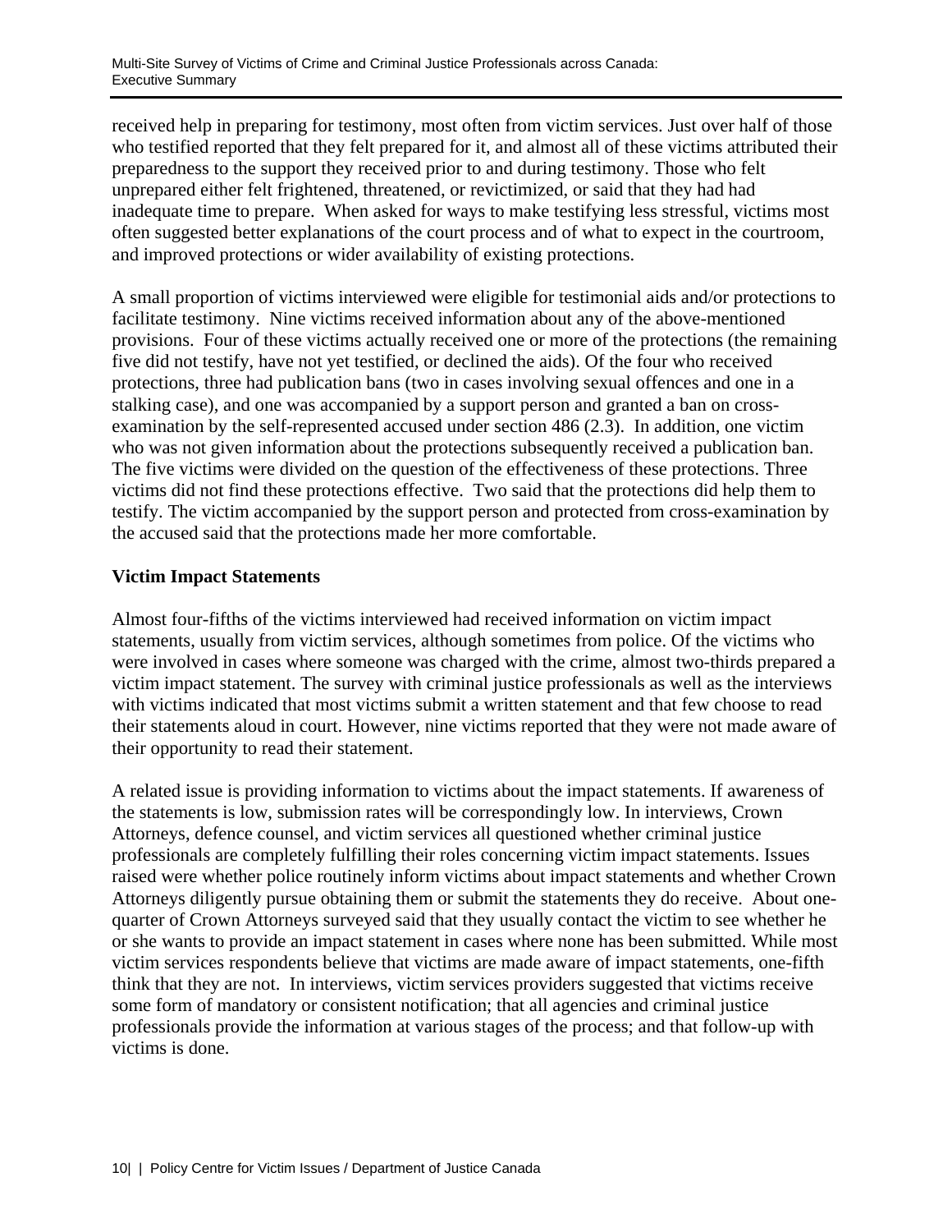received help in preparing for testimony, most often from victim services. Just over half of those who testified reported that they felt prepared for it, and almost all of these victims attributed their preparedness to the support they received prior to and during testimony. Those who felt unprepared either felt frightened, threatened, or revictimized, or said that they had had inadequate time to prepare. When asked for ways to make testifying less stressful, victims most often suggested better explanations of the court process and of what to expect in the courtroom, and improved protections or wider availability of existing protections.

A small proportion of victims interviewed were eligible for testimonial aids and/or protections to facilitate testimony. Nine victims received information about any of the above-mentioned provisions. Four of these victims actually received one or more of the protections (the remaining five did not testify, have not yet testified, or declined the aids). Of the four who received protections, three had publication bans (two in cases involving sexual offences and one in a stalking case), and one was accompanied by a support person and granted a ban on cross-examination by the self-represented accused under section 486 (2.3). In addition, one victim who was not given information about the protections subsequently received a publication ban. The five victims were divided on the question of the effectiveness of these protections. Three victims did not find these protections effective. Two said that the protections did help them to testify. The victim accompanied by the support person and protected from cross-examination by the accused said that the protections made her more comfortable.

### Victim Impact Statements

Almost four-fifths of the victims interviewed had received information on victim impact statements, usually from victim services, although sometimes from police. Of the victims who were involved in cases where someone was charged with the crime, almost two-thirds prepared a victim impact statement. The survey with criminal justice professionals as well as the interviews with victims indicated that most victims submit a written statement and that few choose to read their statements aloud in court. However, nine victims reported that they were not made aware of their opportunity to read their statement.

A related issue is providing information to victims about the impact statements. If awareness of the statements is low, submission rates will be correspondingly low. In interviews, Crown Attorneys, defence counsel, and victim services all questioned whether criminal justice professionals are completely fulfilling their roles concerning victim impact statements. Issues raised were whether police routinely inform victims about impact statements and whether Crown Attorneys diligently pursue obtaining them or submit the statements they do receive. About one-quarter of Crown Attorneys surveyed said that they usually contact the victim to see whether he or she wants to provide an impact statement in cases where none has been submitted. While most victim services respondents believe that victims are made aware of impact statements, one-fifth think that they are not. In interviews, victim services providers suggested that victims receive some form of mandatory or consistent notification; that all agencies and criminal justice professionals provide the information at various stages of the process; and that follow-up with victims is done.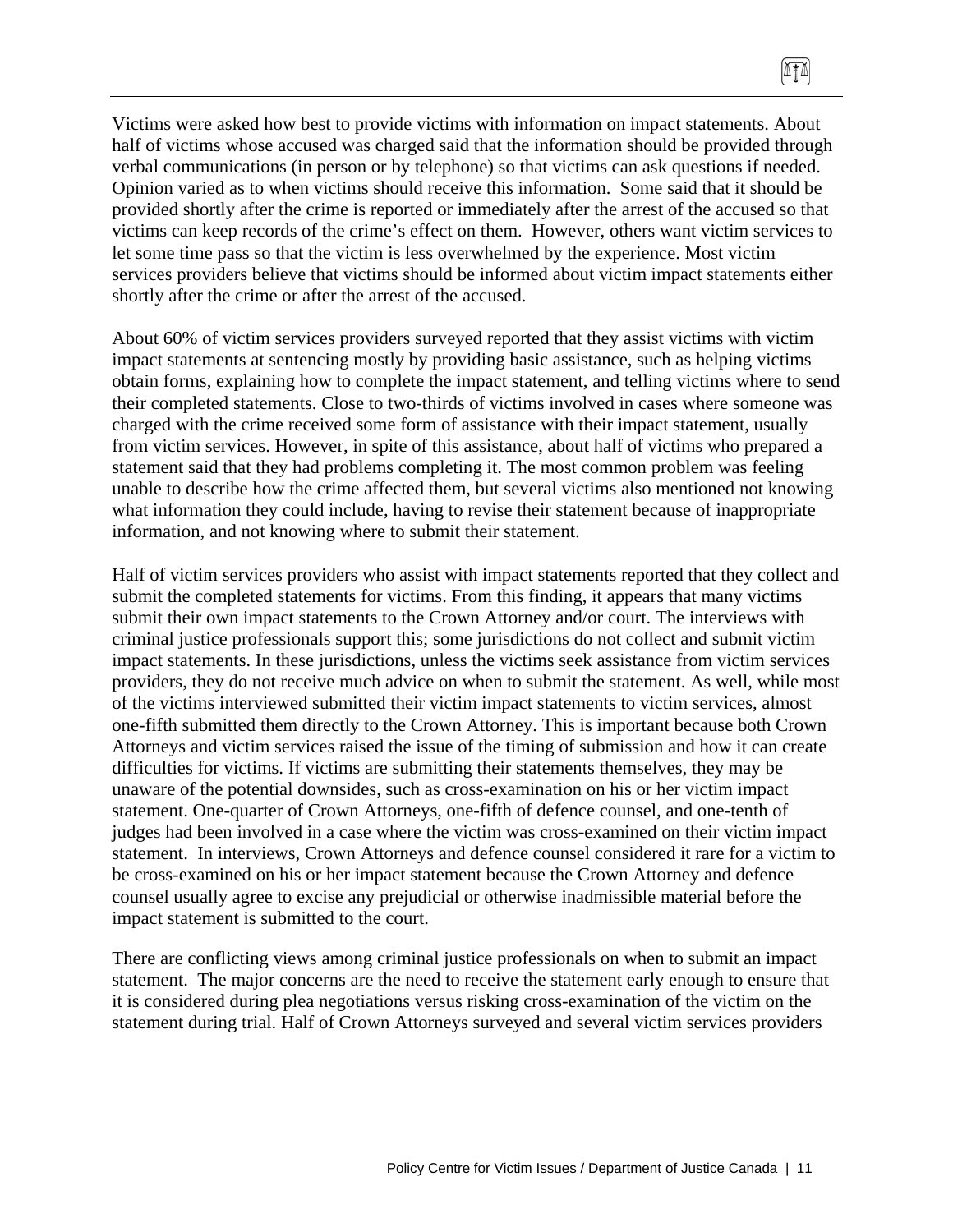Victims were asked how best to provide victims with information on impact statements. About half of victims whose accused was charged said that the information should be provided through verbal communications (in person or by telephone) so that victims can ask questions if needed. Opinion varied as to when victims should receive this information. Some said that it should be provided shortly after the crime is reported or immediately after the arrest of the accused so that victims can keep records of the crime's effect on them. However, others want victim services to let some time pass so that the victim is less overwhelmed by the experience. Most victim services providers believe that victims should be informed about victim impact statements either shortly after the crime or after the arrest of the accused.

About 60% of victim services providers surveyed reported that they assist victims with victim impact statements at sentencing mostly by providing basic assistance, such as helping victims obtain forms, explaining how to complete the impact statement, and telling victims where to send their completed statements. Close to two-thirds of victims involved in cases where someone was charged with the crime received some form of assistance with their impact statement, usually from victim services. However, in spite of this assistance, about half of victims who prepared a statement said that they had problems completing it. The most common problem was feeling unable to describe how the crime affected them, but several victims also mentioned not knowing what information they could include, having to revise their statement because of inappropriate information, and not knowing where to submit their statement.

Half of victim services providers who assist with impact statements reported that they collect and submit the completed statements for victims. From this finding, it appears that many victims submit their own impact statements to the Crown Attorney and/or court. The interviews with criminal justice professionals support this; some jurisdictions do not collect and submit victim impact statements. In these jurisdictions, unless the victims seek assistance from victim services providers, they do not receive much advice on when to submit the statement. As well, while most of the victims interviewed submitted their victim impact statements to victim services, almost one-fifth submitted them directly to the Crown Attorney. This is important because both Crown Attorneys and victim services raised the issue of the timing of submission and how it can create difficulties for victims. If victims are submitting their statements themselves, they may be unaware of the potential downsides, such as cross-examination on his or her victim impact statement. One-quarter of Crown Attorneys, one-fifth of defence counsel, and one-tenth of judges had been involved in a case where the victim was cross-examined on their victim impact statement. In interviews, Crown Attorneys and defence counsel considered it rare for a victim to be cross-examined on his or her impact statement because the Crown Attorney and defence counsel usually agree to excise any prejudicial or otherwise inadmissible material before the impact statement is submitted to the court.

There are conflicting views among criminal justice professionals on when to submit an impact statement. The major concerns are the need to receive the statement early enough to ensure that it is considered during plea negotiations versus risking cross-examination of the victim on the statement during trial. Half of Crown Attorneys surveyed and several victim services providers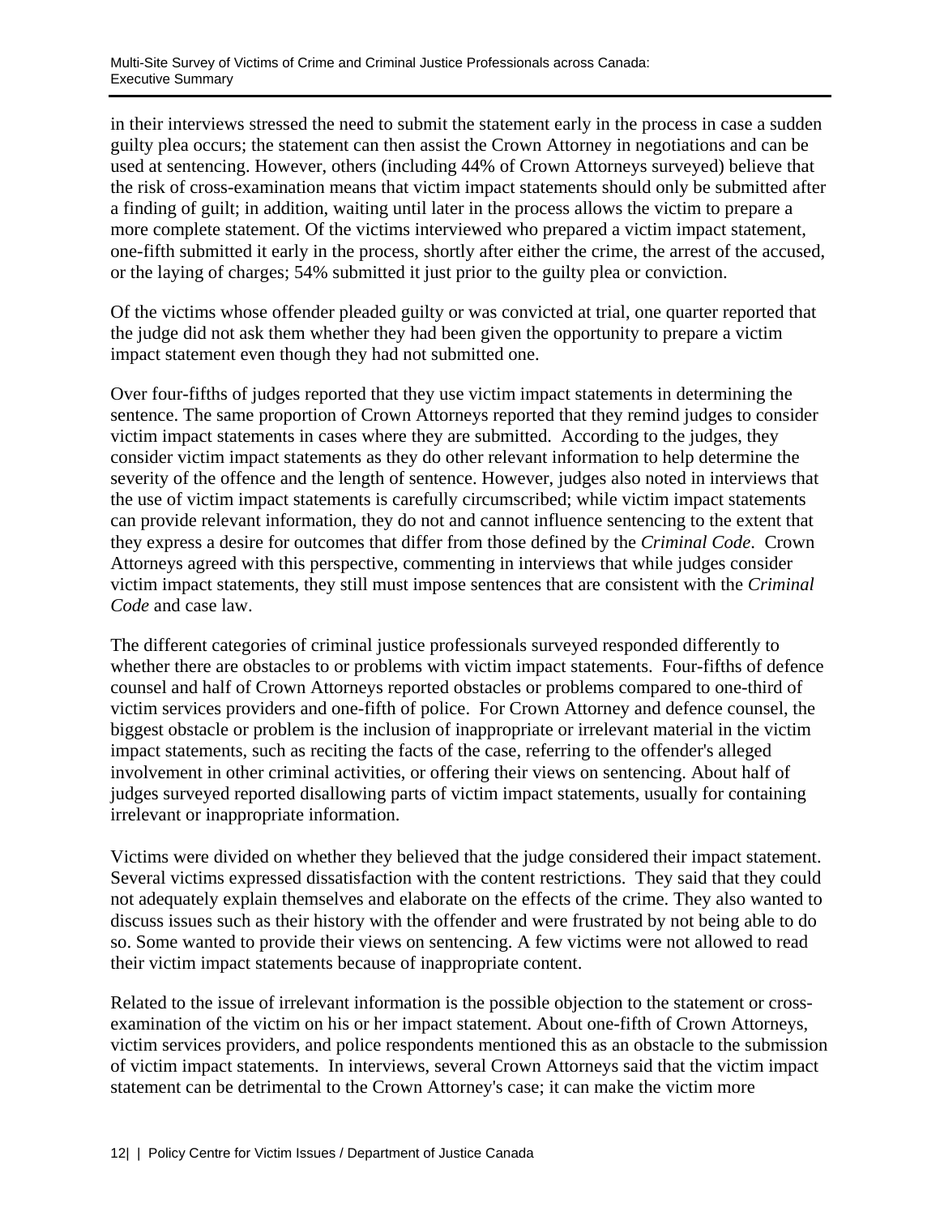in their interviews stressed the need to submit the statement early in the process in case a sudden guilty plea occurs; the statement can then assist the Crown Attorney in negotiations and can be used at sentencing. However, others (including 44% of Crown Attorneys surveyed) believe that the risk of cross-examination means that victim impact statements should only be submitted after a finding of guilt; in addition, waiting until later in the process allows the victim to prepare a more complete statement. Of the victims interviewed who prepared a victim impact statement, one-fifth submitted it early in the process, shortly after either the crime, the arrest of the accused, or the laying of charges; 54% submitted it just prior to the guilty plea or conviction.

Of the victims whose offender pleaded guilty or was convicted at trial, one quarter reported that the judge did not ask them whether they had been given the opportunity to prepare a victim impact statement even though they had not submitted one.

Over four-fifths of judges reported that they use victim impact statements in determining the sentence. The same proportion of Crown Attorneys reported that they remind judges to consider victim impact statements in cases where they are submitted. According to the judges, they consider victim impact statements as they do other relevant information to help determine the severity of the offence and the length of sentence. However, judges also noted in interviews that the use of victim impact statements is carefully circumscribed; while victim impact statements can provide relevant information, they do not and cannot influence sentencing to the extent that they express a desire for outcomes that differ from those defined by the *Criminal Code*. Crown Attorneys agreed with this perspective, commenting in interviews that while judges consider victim impact statements, they still must impose sentences that are consistent with the *Criminal Code* and case law.

The different categories of criminal justice professionals surveyed responded differently to whether there are obstacles to or problems with victim impact statements. Four-fifths of defence counsel and half of Crown Attorneys reported obstacles or problems compared to one-third of victim services providers and one-fifth of police. For Crown Attorney and defence counsel, the biggest obstacle or problem is the inclusion of inappropriate or irrelevant material in the victim impact statements, such as reciting the facts of the case, referring to the offender's alleged involvement in other criminal activities, or offering their views on sentencing. About half of judges surveyed reported disallowing parts of victim impact statements, usually for containing irrelevant or inappropriate information.

Victims were divided on whether they believed that the judge considered their impact statement. Several victims expressed dissatisfaction with the content restrictions. They said that they could not adequately explain themselves and elaborate on the effects of the crime. They also wanted to discuss issues such as their history with the offender and were frustrated by not being able to do so. Some wanted to provide their views on sentencing. A few victims were not allowed to read their victim impact statements because of inappropriate content.

Related to the issue of irrelevant information is the possible objection to the statement or cross-examination of the victim on his or her impact statement. About one-fifth of Crown Attorneys, victim services providers, and police respondents mentioned this as an obstacle to the submission of victim impact statements. In interviews, several Crown Attorneys said that the victim impact statement can be detrimental to the Crown Attorney's case; it can make the victim more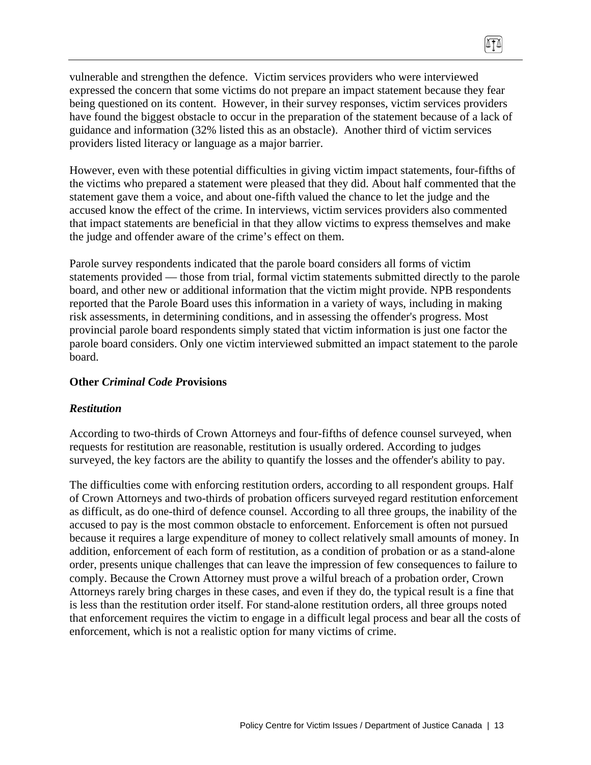vulnerable and strengthen the defence. Victim services providers who were interviewed expressed the concern that some victims do not prepare an impact statement because they fear being questioned on its content. However, in their survey responses, victim services providers have found the biggest obstacle to occur in the preparation of the statement because of a lack of guidance and information (32% listed this as an obstacle). Another third of victim services providers listed literacy or language as a major barrier.

However, even with these potential difficulties in giving victim impact statements, four-fifths of the victims who prepared a statement were pleased that they did. About half commented that the statement gave them a voice, and about one-fifth valued the chance to let the judge and the accused know the effect of the crime. In interviews, victim services providers also commented that impact statements are beneficial in that they allow victims to express themselves and make the judge and offender aware of the crime's effect on them.

Parole survey respondents indicated that the parole board considers all forms of victim statements provided — those from trial, formal victim statements submitted directly to the parole board, and other new or additional information that the victim might provide. NPB respondents reported that the Parole Board uses this information in a variety of ways, including in making risk assessments, in determining conditions, and in assessing the offender's progress. Most provincial parole board respondents simply stated that victim information is just one factor the parole board considers. Only one victim interviewed submitted an impact statement to the parole board.

### Other *Criminal Code P*rovisions

#### *Restitution*

According to two-thirds of Crown Attorneys and four-fifths of defence counsel surveyed, when requests for restitution are reasonable, restitution is usually ordered. According to judges surveyed, the key factors are the ability to quantify the losses and the offender's ability to pay.

The difficulties come with enforcing restitution orders, according to all respondent groups. Half of Crown Attorneys and two-thirds of probation officers surveyed regard restitution enforcement as difficult, as do one-third of defence counsel. According to all three groups, the inability of the accused to pay is the most common obstacle to enforcement. Enforcement is often not pursued because it requires a large expenditure of money to collect relatively small amounts of money. In addition, enforcement of each form of restitution, as a condition of probation or as a stand-alone order, presents unique challenges that can leave the impression of few consequences to failure to comply. Because the Crown Attorney must prove a wilful breach of a probation order, Crown Attorneys rarely bring charges in these cases, and even if they do, the typical result is a fine that is less than the restitution order itself. For stand-alone restitution orders, all three groups noted that enforcement requires the victim to engage in a difficult legal process and bear all the costs of enforcement, which is not a realistic option for many victims of crime.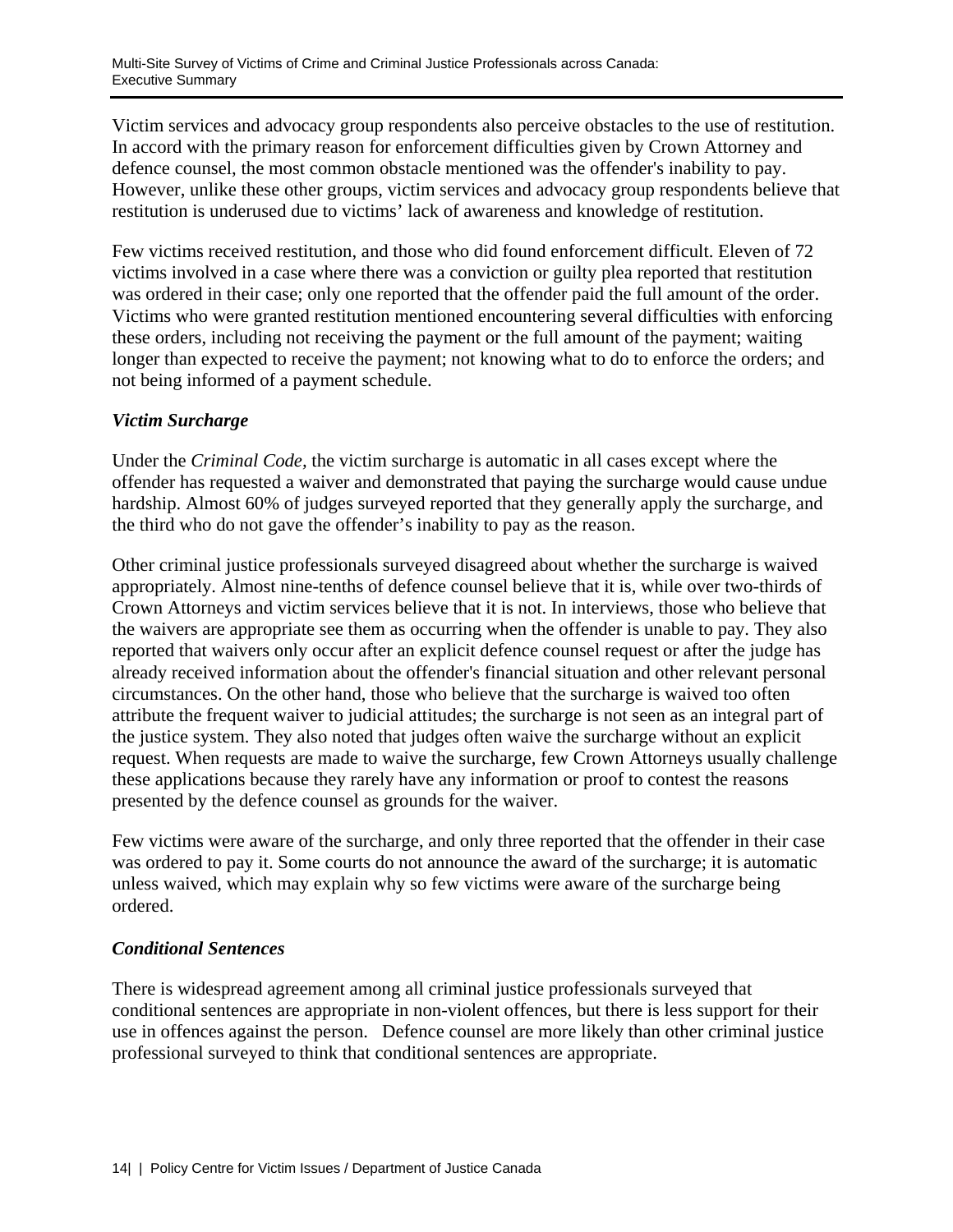Victim services and advocacy group respondents also perceive obstacles to the use of restitution. In accord with the primary reason for enforcement difficulties given by Crown Attorney and defence counsel, the most common obstacle mentioned was the offender's inability to pay. However, unlike these other groups, victim services and advocacy group respondents believe that restitution is underused due to victims' lack of awareness and knowledge of restitution.

Few victims received restitution, and those who did found enforcement difficult. Eleven of 72 victims involved in a case where there was a conviction or guilty plea reported that restitution was ordered in their case; only one reported that the offender paid the full amount of the order. Victims who were granted restitution mentioned encountering several difficulties with enforcing these orders, including not receiving the payment or the full amount of the payment; waiting longer than expected to receive the payment; not knowing what to do to enforce the orders; and not being informed of a payment schedule.

### *Victim Surcharge*

Under the *Criminal Code,* the victim surcharge is automatic in all cases except where the offender has requested a waiver and demonstrated that paying the surcharge would cause undue hardship. Almost 60% of judges surveyed reported that they generally apply the surcharge, and the third who do not gave the offender's inability to pay as the reason.

Other criminal justice professionals surveyed disagreed about whether the surcharge is waived appropriately. Almost nine-tenths of defence counsel believe that it is, while over two-thirds of Crown Attorneys and victim services believe that it is not. In interviews, those who believe that the waivers are appropriate see them as occurring when the offender is unable to pay. They also reported that waivers only occur after an explicit defence counsel request or after the judge has already received information about the offender's financial situation and other relevant personal circumstances. On the other hand, those who believe that the surcharge is waived too often attribute the frequent waiver to judicial attitudes; the surcharge is not seen as an integral part of the justice system. They also noted that judges often waive the surcharge without an explicit request. When requests are made to waive the surcharge, few Crown Attorneys usually challenge these applications because they rarely have any information or proof to contest the reasons presented by the defence counsel as grounds for the waiver.

Few victims were aware of the surcharge, and only three reported that the offender in their case was ordered to pay it. Some courts do not announce the award of the surcharge; it is automatic unless waived, which may explain why so few victims were aware of the surcharge being ordered.

### *Conditional Sentences*

There is widespread agreement among all criminal justice professionals surveyed that conditional sentences are appropriate in non-violent offences, but there is less support for their use in offences against the person. Defence counsel are more likely than other criminal justice professional surveyed to think that conditional sentences are appropriate.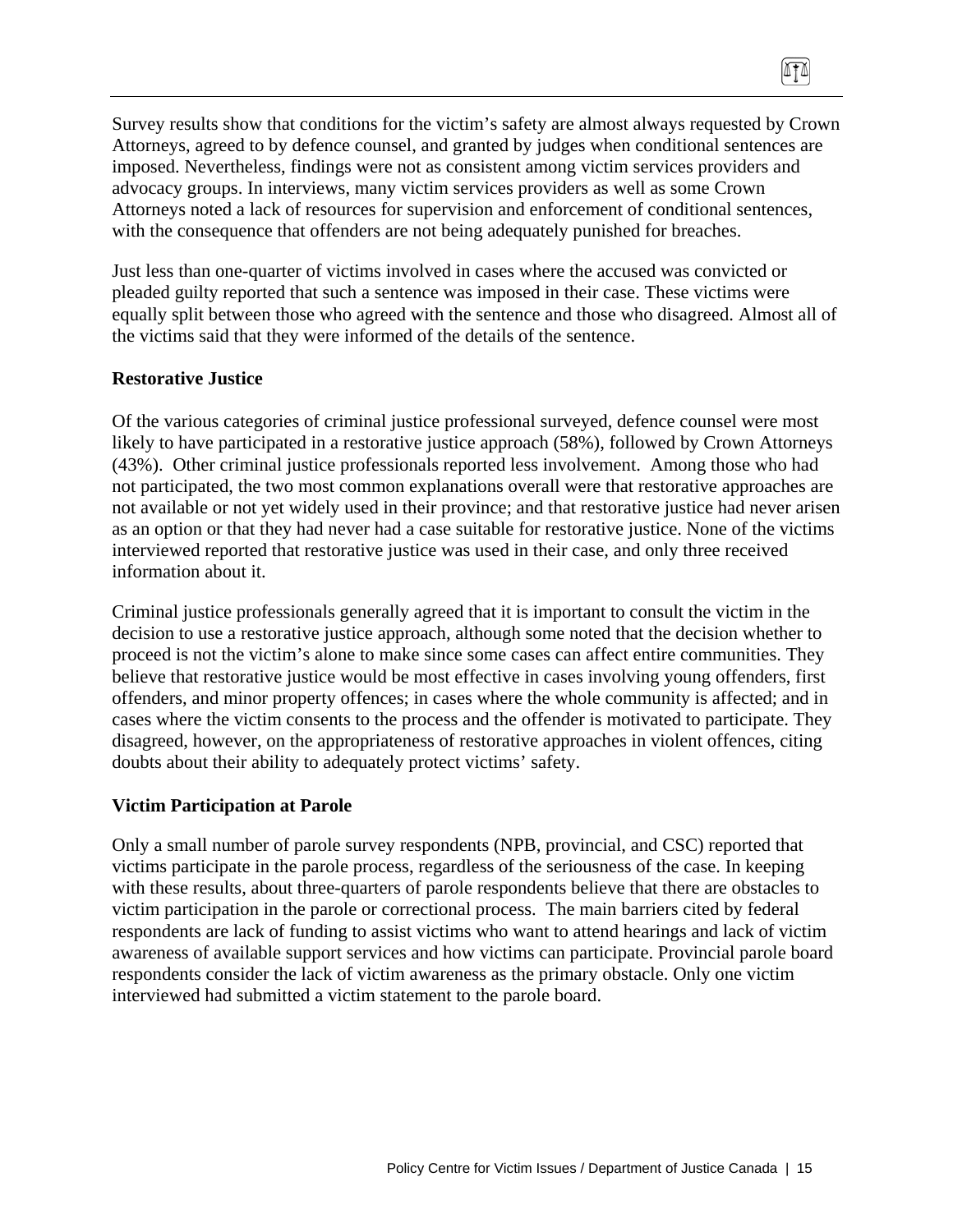Survey results show that conditions for the victim's safety are almost always requested by Crown Attorneys, agreed to by defence counsel, and granted by judges when conditional sentences are imposed. Nevertheless, findings were not as consistent among victim services providers and advocacy groups. In interviews, many victim services providers as well as some Crown Attorneys noted a lack of resources for supervision and enforcement of conditional sentences, with the consequence that offenders are not being adequately punished for breaches.

Just less than one-quarter of victims involved in cases where the accused was convicted or pleaded guilty reported that such a sentence was imposed in their case. These victims were equally split between those who agreed with the sentence and those who disagreed. Almost all of the victims said that they were informed of the details of the sentence.

**Restorative Justice**

Of the various categories of criminal justice professional surveyed, defence counsel were most likely to have participated in a restorative justice approach (58%), followed by Crown Attorneys (43%). Other criminal justice professionals reported less involvement. Among those who had not participated, the two most common explanations overall were that restorative approaches are not available or not yet widely used in their province; and that restorative justice had never arisen as an option or that they had never had a case suitable for restorative justice. None of the victims interviewed reported that restorative justice was used in their case, and only three received information about it.

Criminal justice professionals generally agreed that it is important to consult the victim in the decision to use a restorative justice approach, although some noted that the decision whether to proceed is not the victim's alone to make since some cases can affect entire communities. They believe that restorative justice would be most effective in cases involving young offenders, first offenders, and minor property offences; in cases where the whole community is affected; and in cases where the victim consents to the process and the offender is motivated to participate. They disagreed, however, on the appropriateness of restorative approaches in violent offences, citing doubts about their ability to adequately protect victims' safety.

**Victim Participation at Parole**

Only a small number of parole survey respondents (NPB, provincial, and CSC) reported that victims participate in the parole process, regardless of the seriousness of the case. In keeping with these results, about three-quarters of parole respondents believe that there are obstacles to victim participation in the parole or correctional process. The main barriers cited by federal respondents are lack of funding to assist victims who want to attend hearings and lack of victim awareness of available support services and how victims can participate. Provincial parole board respondents consider the lack of victim awareness as the primary obstacle. Only one victim interviewed had submitted a victim statement to the parole board.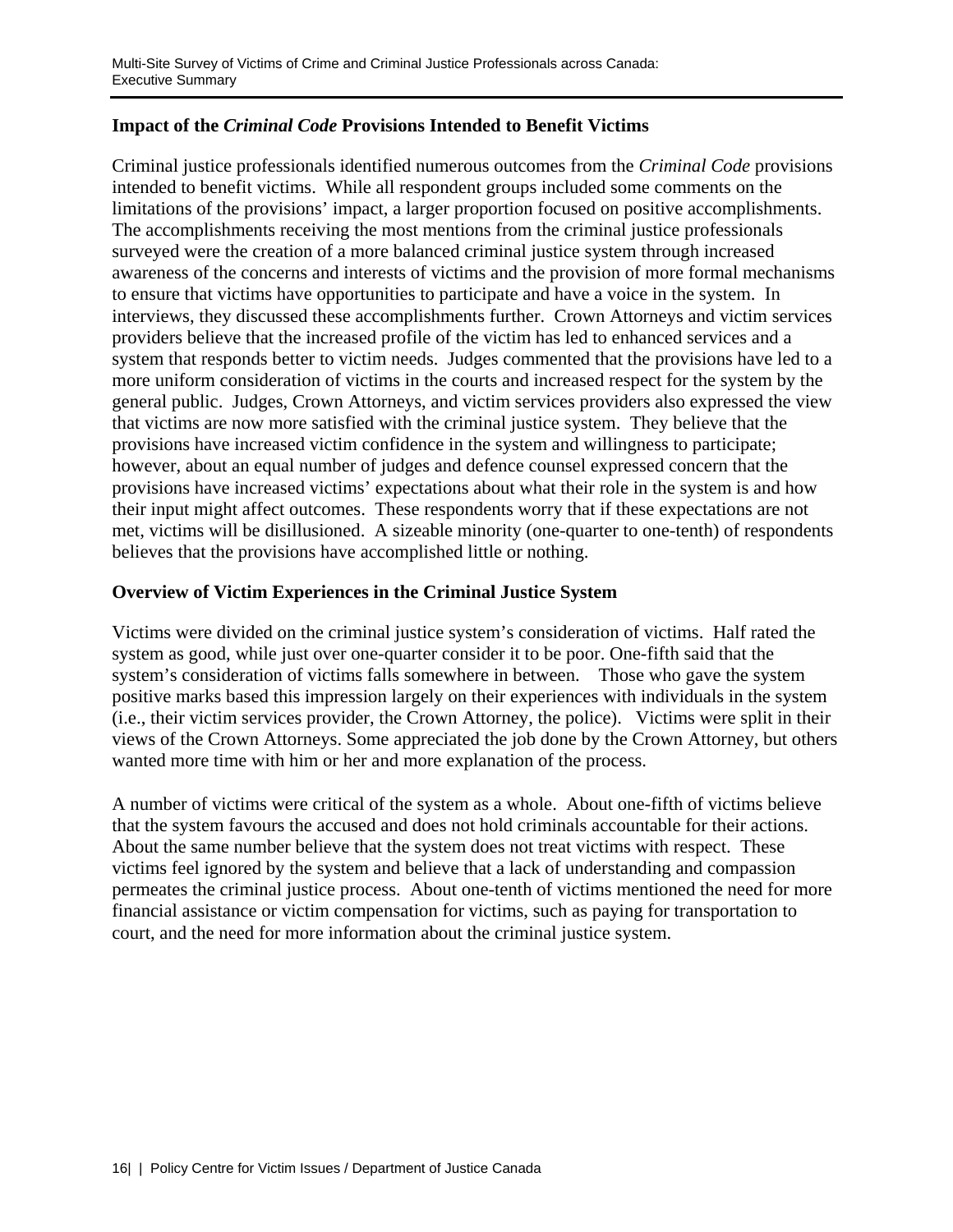## Impact of the *Criminal Code* Provisions Intended to Benefit Victims

Criminal justice professionals identified numerous outcomes from the *Criminal Code* provisions intended to benefit victims. While all respondent groups included some comments on the limitations of the provisions' impact, a larger proportion focused on positive accomplishments. The accomplishments receiving the most mentions from the criminal justice professionals surveyed were the creation of a more balanced criminal justice system through increased awareness of the concerns and interests of victims and the provision of more formal mechanisms to ensure that victims have opportunities to participate and have a voice in the system. In interviews, they discussed these accomplishments further. Crown Attorneys and victim services providers believe that the increased profile of the victim has led to enhanced services and a system that responds better to victim needs. Judges commented that the provisions have led to a more uniform consideration of victims in the courts and increased respect for the system by the general public. Judges, Crown Attorneys, and victim services providers also expressed the view that victims are now more satisfied with the criminal justice system. They believe that the provisions have increased victim confidence in the system and willingness to participate; however, about an equal number of judges and defence counsel expressed concern that the provisions have increased victims' expectations about what their role in the system is and how their input might affect outcomes. These respondents worry that if these expectations are not met, victims will be disillusioned. A sizeable minority (one-quarter to one-tenth) of respondents believes that the provisions have accomplished little or nothing.

## Overview of Victim Experiences in the Criminal Justice System

Victims were divided on the criminal justice system's consideration of victims. Half rated the system as good, while just over one-quarter consider it to be poor. One-fifth said that the system's consideration of victims falls somewhere in between. Those who gave the system positive marks based this impression largely on their experiences with individuals in the system (i.e., their victim services provider, the Crown Attorney, the police). Victims were split in their views of the Crown Attorneys. Some appreciated the job done by the Crown Attorney, but others wanted more time with him or her and more explanation of the process.

A number of victims were critical of the system as a whole. About one-fifth of victims believe that the system favours the accused and does not hold criminals accountable for their actions. About the same number believe that the system does not treat victims with respect. These victims feel ignored by the system and believe that a lack of understanding and compassion permeates the criminal justice process. About one-tenth of victims mentioned the need for more financial assistance or victim compensation for victims, such as paying for transportation to court, and the need for more information about the criminal justice system.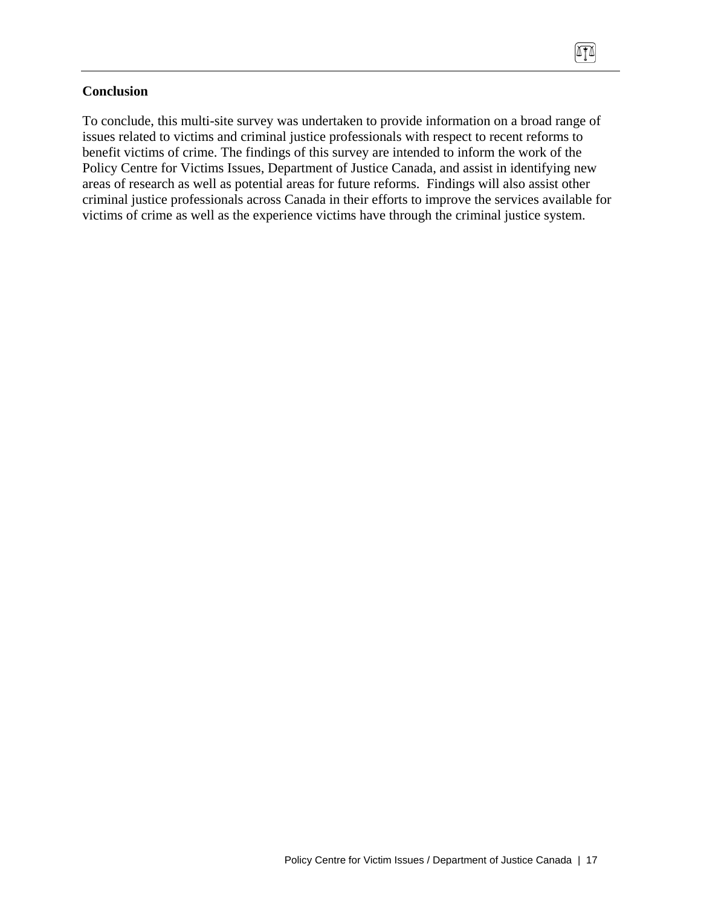## Conclusion

To conclude, this multi-site survey was undertaken to provide information on a broad range of issues related to victims and criminal justice professionals with respect to recent reforms to benefit victims of crime. The findings of this survey are intended to inform the work of the Policy Centre for Victims Issues, Department of Justice Canada, and assist in identifying new areas of research as well as potential areas for future reforms. Findings will also assist other criminal justice professionals across Canada in their efforts to improve the services available for victims of crime as well as the experience victims have through the criminal justice system.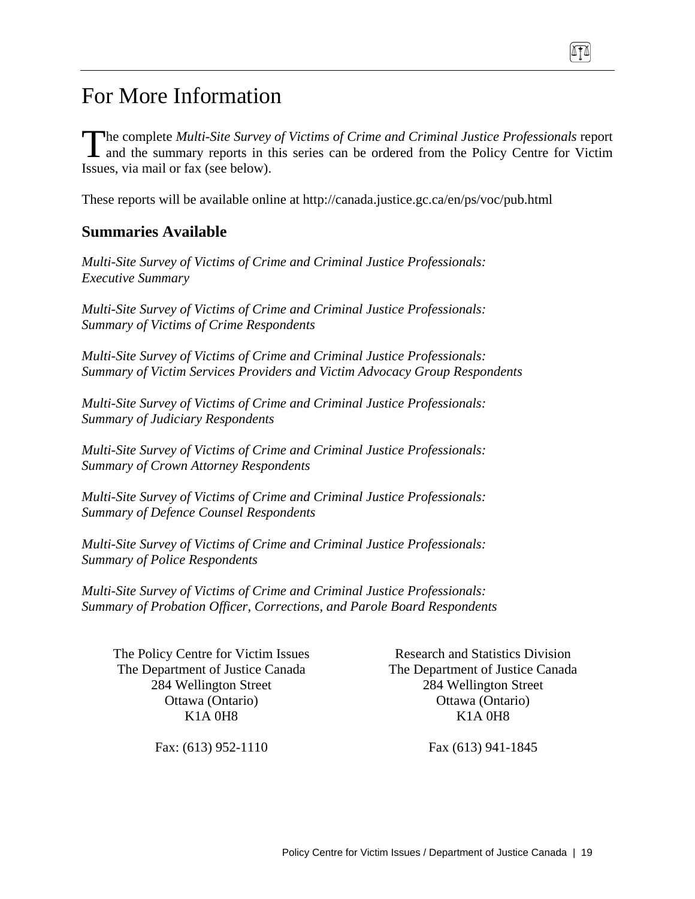# For More Information

The complete *Multi-Site Survey of Victims of Crime and Criminal Justice Professionals* report and the summary reports in this series can be ordered from the Policy Centre for Victim Issues, via mail or fax (see below).

These reports will be available online at http://canada.justice.gc.ca/en/ps/voc/pub.html

## Summaries Available

*Multi-Site Survey of Victims of Crime and Criminal Justice Professionals: Executive Summary*

*Multi-Site Survey of Victims of Crime and Criminal Justice Professionals: Summary of Victims of Crime Respondents*

*Multi-Site Survey of Victims of Crime and Criminal Justice Professionals: Summary of Victim Services Providers and Victim Advocacy Group Respondents*

*Multi-Site Survey of Victims of Crime and Criminal Justice Professionals: Summary of Judiciary Respondents*

*Multi-Site Survey of Victims of Crime and Criminal Justice Professionals: Summary of Crown Attorney Respondents*

*Multi-Site Survey of Victims of Crime and Criminal Justice Professionals: Summary of Defence Counsel Respondents*

*Multi-Site Survey of Victims of Crime and Criminal Justice Professionals: Summary of Police Respondents*

*Multi-Site Survey of Victims of Crime and Criminal Justice Professionals: Summary of Probation Officer, Corrections, and Parole Board Respondents*

The Policy Centre for Victim Issues
The Department of Justice Canada
284 Wellington Street
Ottawa (Ontario)
K1A 0H8

Fax: (613) 952-1110

Research and Statistics Division
The Department of Justice Canada
284 Wellington Street
Ottawa (Ontario)
K1A 0H8

Fax (613) 941-1845